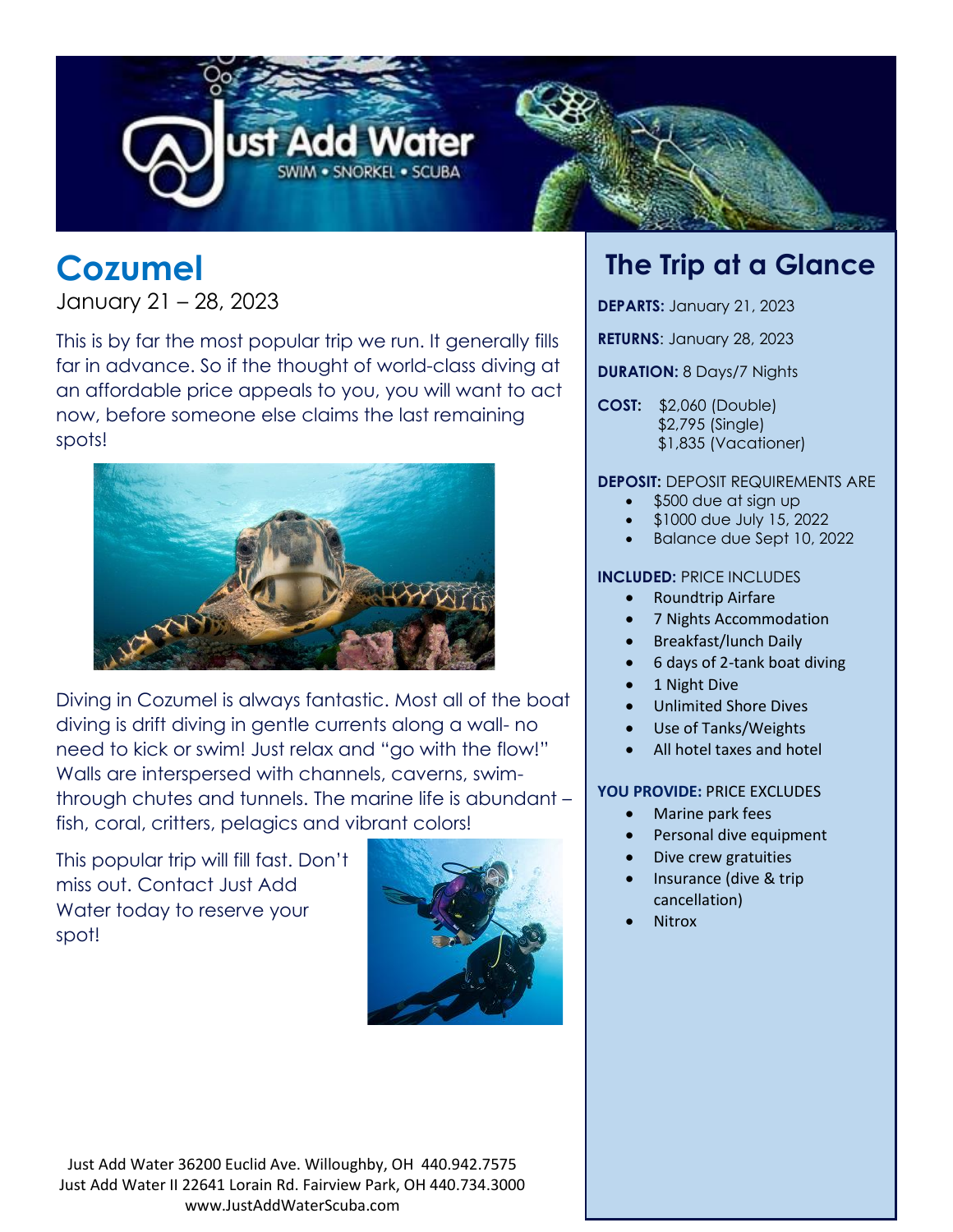# Cozumel

January 21 – 28, 2023

This is by far the most popular trip we run. It generally fills far in advance. So if the thought of world-class diving at an affordable price appeals to you, you will want to act now, before someone else claims the last remaining spots!

Diving in Cozumel is always fantastic. Most all of the boat diving is drift diving in gentle currents along a wall- no need to kick or swim! Just relax and "go with the flow!" Walls are interspersed with channels, caverns, swim-through chutes and tunnels. The marine life is abundant – fish, coral, critters, pelagics and vibrant colors!

This popular trip will fill fast. Don't miss out. Contact Just Add Water today to reserve your spot!

## The Trip at a Glance

**DEPARTS:** January 21, 2023

**RETURNS**: January 28, 2023

**DURATION:** 8 Days/7 Nights

**COST:** $2,060 (Double)
$2,795 (Single)
$1,835 (Vacationer)

**DEPOSIT:** DEPOSIT REQUIREMENTS ARE

- $500 due at sign up
- $1000 due July 15, 2022
- Balance due Sept 10, 2022

**INCLUDED:** PRICE INCLUDES

- Roundtrip Airfare
- 7 Nights Accommodation
- Breakfast/lunch Daily
- 6 days of 2-tank boat diving
- 1 Night Dive
- Unlimited Shore Dives
- Use of Tanks/Weights
- All hotel taxes and hotel

**YOU PROVIDE:** PRICE EXCLUDES

- Marine park fees
- Personal dive equipment
- Dive crew gratuities
- Insurance (dive & trip cancellation)
- Nitrox

Just Add Water 36200 Euclid Ave. Willoughby, OH 440.942.7575
Just Add Water II 22641 Lorain Rd. Fairview Park, OH 440.734.3000
www.JustAddWaterScuba.com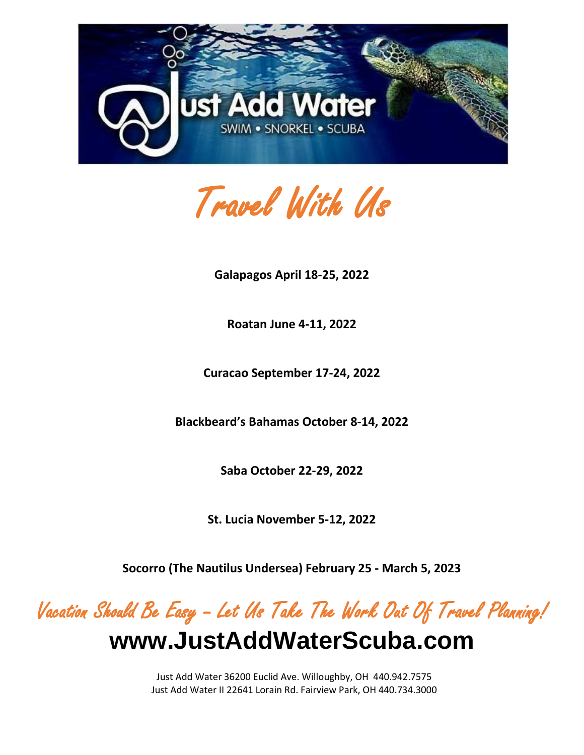# Travel With Us

**Galapagos April 18-25, 2022**

**Roatan June 4-11, 2022**

**Curacao September 17-24, 2022**

**Blackbeard's Bahamas October 8-14, 2022**

**Saba October 22-29, 2022**

**St. Lucia November 5-12, 2022**

**Socorro (The Nautilus Undersea) February 25 - March 5, 2023**

*Vacation Should Be Easy – Let Us Take The Work Out Of Travel Planning!*

**www.JustAddWaterScuba.com**

Just Add Water 36200 Euclid Ave. Willoughby, OH 440.942.7575
Just Add Water II 22641 Lorain Rd. Fairview Park, OH 440.734.3000